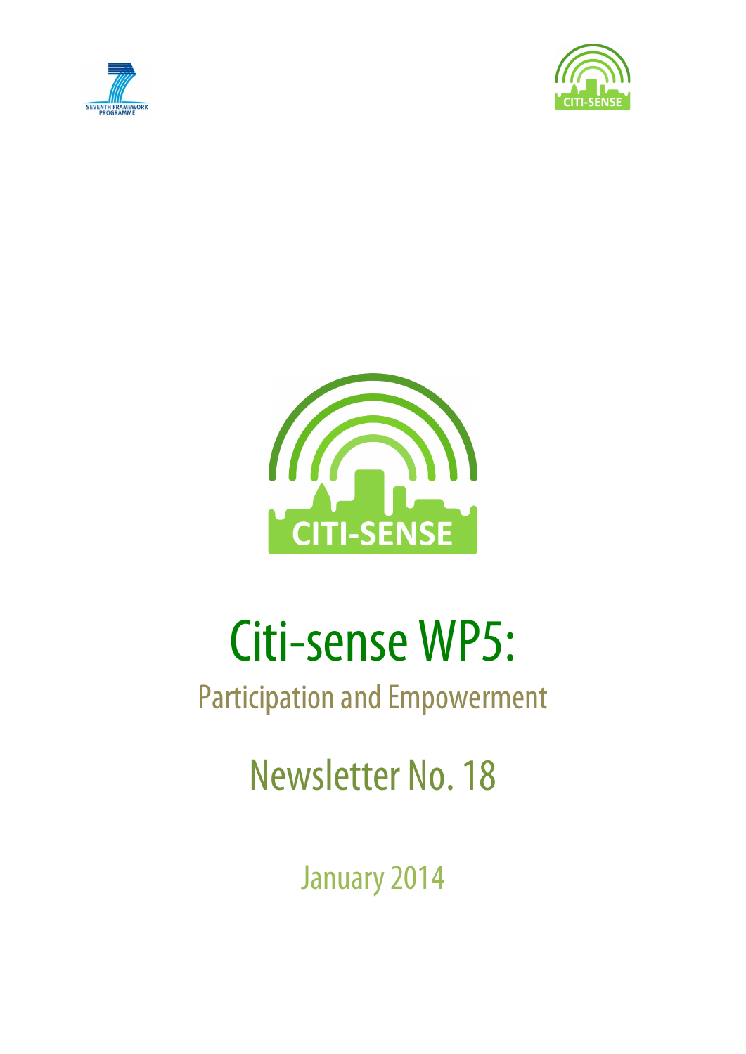# Citi-sense WP5:

## Participation and Empowerment

## Newsletter No. 18

January 2014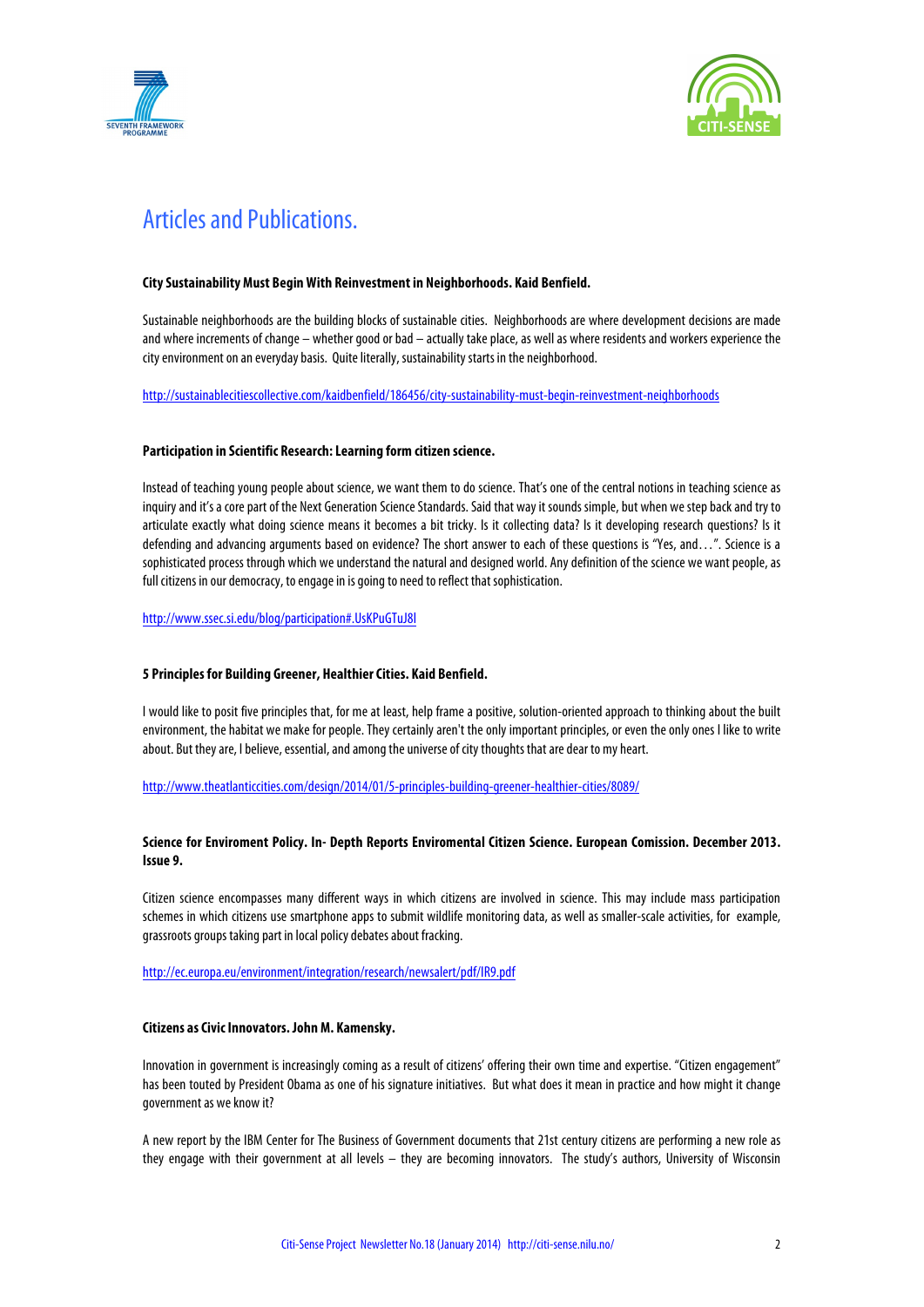# Articles and Publications.

**City Sustainability Must Begin With Reinvestment in Neighborhoods. Kaid Benfield.**

Sustainable neighborhoods are the building blocks of sustainable cities. Neighborhoods are where development decisions are made and where increments of change – whether good or bad – actually take place, as well as where residents and workers experience the city environment on an everyday basis. Quite literally, sustainability starts in the neighborhood.

http://sustainablecitiescollective.com/kaidbenfield/186456/city-sustainability-must-begin-reinvestment-neighborhoods

**Participation in Scientific Research: Learning form citizen science.**

Instead of teaching young people about science, we want them to do science. That's one of the central notions in teaching science as inquiry and it's a core part of the Next Generation Science Standards. Said that way it sounds simple, but when we step back and try to articulate exactly what doing science means it becomes a bit tricky. Is it collecting data? Is it developing research questions? Is it defending and advancing arguments based on evidence? The short answer to each of these questions is "Yes, and…". Science is a sophisticated process through which we understand the natural and designed world. Any definition of the science we want people, as full citizens in our democracy, to engage in is going to need to reflect that sophistication.

http://www.ssec.si.edu/blog/participation#.UsKPuGTuJ8I

**5 Principles for Building Greener, Healthier Cities. Kaid Benfield.**

I would like to posit five principles that, for me at least, help frame a positive, solution-oriented approach to thinking about the built environment, the habitat we make for people. They certainly aren't the only important principles, or even the only ones I like to write about. But they are, I believe, essential, and among the universe of city thoughts that are dear to my heart.

http://www.theatlanticcities.com/design/2014/01/5-principles-building-greener-healthier-cities/8089/

**Science for Enviroment Policy. In- Depth Reports Enviromental Citizen Science. European Comission. December 2013. Issue 9.**

Citizen science encompasses many different ways in which citizens are involved in science. This may include mass participation schemes in which citizens use smartphone apps to submit wildlife monitoring data, as well as smaller-scale activities, for example, grassroots groups taking part in local policy debates about fracking.

http://ec.europa.eu/environment/integration/research/newsalert/pdf/IR9.pdf

**Citizens as Civic Innovators. John M. Kamensky.**

Innovation in government is increasingly coming as a result of citizens' offering their own time and expertise. "Citizen engagement" has been touted by President Obama as one of his signature initiatives. But what does it mean in practice and how might it change government as we know it?

A new report by the IBM Center for The Business of Government documents that 21st century citizens are performing a new role as they engage with their government at all levels – they are becoming innovators. The study's authors, University of Wisconsin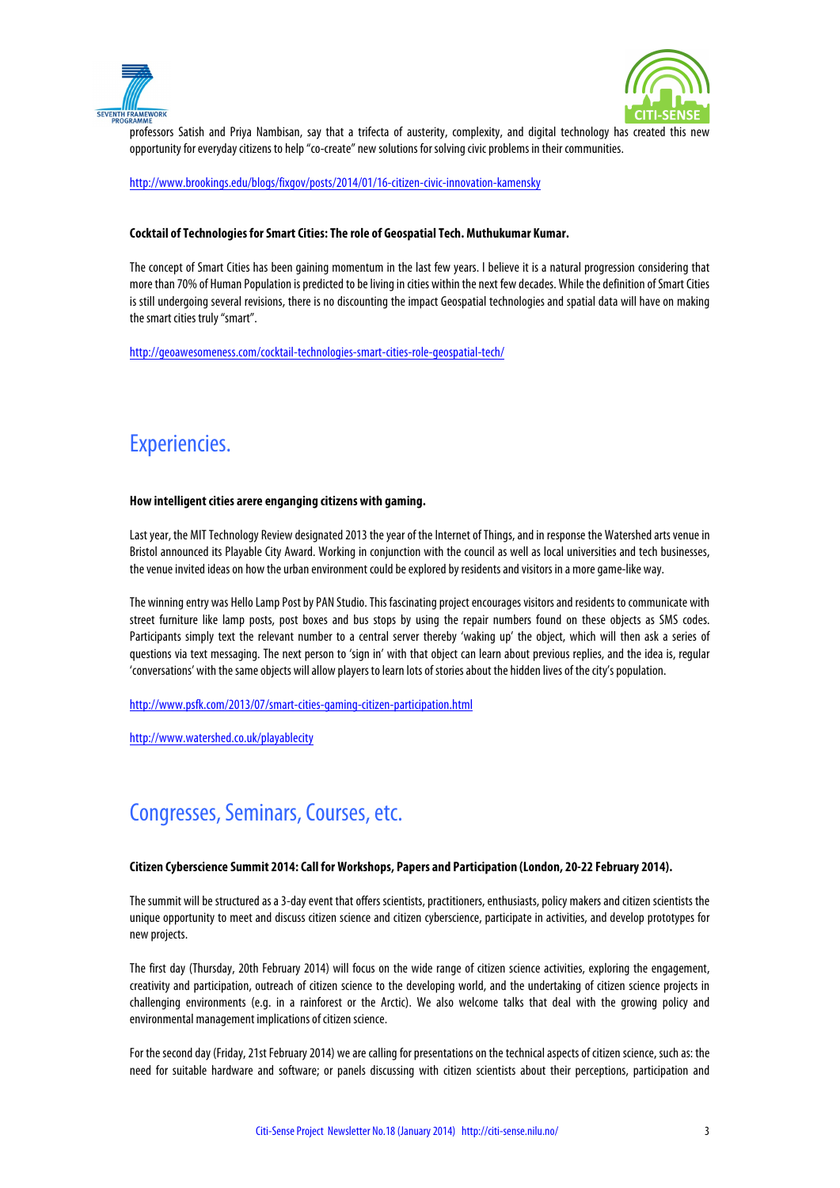professors Satish and Priya Nambisan, say that a trifecta of austerity, complexity, and digital technology has created this new opportunity for everyday citizens to help "co-create" new solutions for solving civic problems in their communities.

http://www.brookings.edu/blogs/fixgov/posts/2014/01/16-citizen-civic-innovation-kamensky

**Cocktail of Technologies for Smart Cities: The role of Geospatial Tech. Muthukumar Kumar.**

The concept of Smart Cities has been gaining momentum in the last few years. I believe it is a natural progression considering that more than 70% of Human Population is predicted to be living in cities within the next few decades. While the definition of Smart Cities is still undergoing several revisions, there is no discounting the impact Geospatial technologies and spatial data will have on making the smart cities truly "smart".

http://geoawesomeness.com/cocktail-technologies-smart-cities-role-geospatial-tech/

# Experiencies.

**How intelligent cities arere enganging citizens with gaming.**

Last year, the MIT Technology Review designated 2013 the year of the Internet of Things, and in response the Watershed arts venue in Bristol announced its Playable City Award. Working in conjunction with the council as well as local universities and tech businesses, the venue invited ideas on how the urban environment could be explored by residents and visitors in a more game-like way.

The winning entry was Hello Lamp Post by PAN Studio. This fascinating project encourages visitors and residents to communicate with street furniture like lamp posts, post boxes and bus stops by using the repair numbers found on these objects as SMS codes. Participants simply text the relevant number to a central server thereby 'waking up' the object, which will then ask a series of questions via text messaging. The next person to 'sign in' with that object can learn about previous replies, and the idea is, regular 'conversations' with the same objects will allow players to learn lots of stories about the hidden lives of the city's population.

http://www.psfk.com/2013/07/smart-cities-gaming-citizen-participation.html

http://www.watershed.co.uk/playablecity

# Congresses, Seminars, Courses, etc.

**Citizen Cyberscience Summit 2014: Call for Workshops, Papers and Participation (London, 20-22 February 2014).**

The summit will be structured as a 3-day event that offers scientists, practitioners, enthusiasts, policy makers and citizen scientists the unique opportunity to meet and discuss citizen science and citizen cyberscience, participate in activities, and develop prototypes for new projects.

The first day (Thursday, 20th February 2014) will focus on the wide range of citizen science activities, exploring the engagement, creativity and participation, outreach of citizen science to the developing world, and the undertaking of citizen science projects in challenging environments (e.g. in a rainforest or the Arctic). We also welcome talks that deal with the growing policy and environmental management implications of citizen science.

For the second day (Friday, 21st February 2014) we are calling for presentations on the technical aspects of citizen science, such as: the need for suitable hardware and software; or panels discussing with citizen scientists about their perceptions, participation and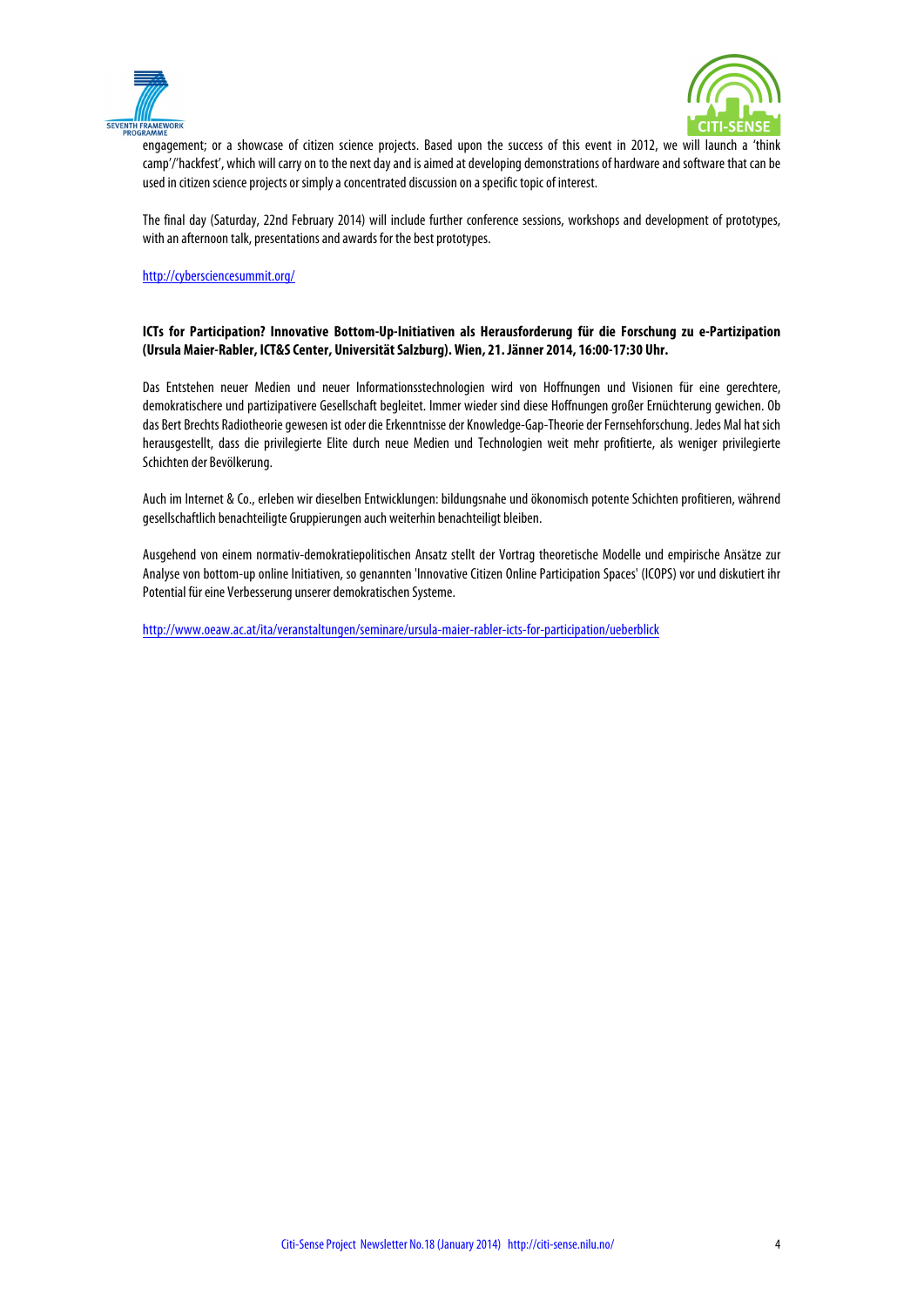engagement; or a showcase of citizen science projects. Based upon the success of this event in 2012, we will launch a 'think camp'/'hackfest', which will carry on to the next day and is aimed at developing demonstrations of hardware and software that can be used in citizen science projects or simply a concentrated discussion on a specific topic of interest.

The final day (Saturday, 22nd February 2014) will include further conference sessions, workshops and development of prototypes, with an afternoon talk, presentations and awards for the best prototypes.

http://cybersciencesummit.org/

**ICTs for Participation? Innovative Bottom-Up-Initiativen als Herausforderung für die Forschung zu e-Partizipation (Ursula Maier-Rabler, ICT&S Center, Universität Salzburg). Wien, 21. Jänner 2014, 16:00-17:30 Uhr.**

Das Entstehen neuer Medien und neuer Informationsstechnologien wird von Hoffnungen und Visionen für eine gerechtere, demokratischere und partizipativere Gesellschaft begleitet. Immer wieder sind diese Hoffnungen großer Ernüchterung gewichen. Ob das Bert Brechts Radiotheorie gewesen ist oder die Erkenntnisse der Knowledge-Gap-Theorie der Fernsehforschung. Jedes Mal hat sich herausgestellt, dass die privilegierte Elite durch neue Medien und Technologien weit mehr profitierte, als weniger privilegierte Schichten der Bevölkerung.

Auch im Internet & Co., erleben wir dieselben Entwicklungen: bildungsnahe und ökonomisch potente Schichten profitieren, während gesellschaftlich benachteiligte Gruppierungen auch weiterhin benachteiligt bleiben.

Ausgehend von einem normativ-demokratiepolitischen Ansatz stellt der Vortrag theoretische Modelle und empirische Ansätze zur Analyse von bottom-up online Initiativen, so genannten 'Innovative Citizen Online Participation Spaces' (ICOPS) vor und diskutiert ihr Potential für eine Verbesserung unserer demokratischen Systeme.

http://www.oeaw.ac.at/ita/veranstaltungen/seminare/ursula-maier-rabler-icts-for-participation/ueberblick